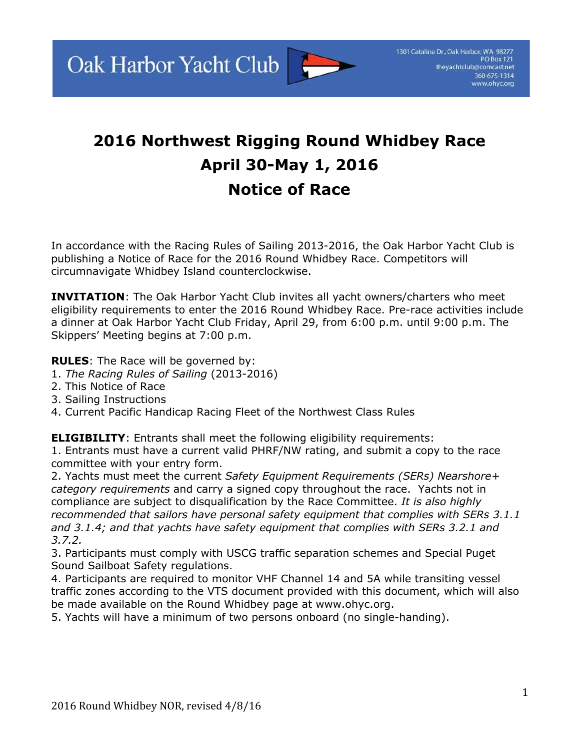Oak Harbor Yacht Club

1301 Catalina Dr., Oak Harbor, WA 98277
PO Box 121
theyachtclub@comcast.net
360-675-1314
www.ohyc.org

# 2016 Northwest Rigging Round Whidbey Race
# April 30-May 1, 2016
# Notice of Race

In accordance with the Racing Rules of Sailing 2013-2016, the Oak Harbor Yacht Club is publishing a Notice of Race for the 2016 Round Whidbey Race. Competitors will circumnavigate Whidbey Island counterclockwise.

**INVITATION**: The Oak Harbor Yacht Club invites all yacht owners/charters who meet eligibility requirements to enter the 2016 Round Whidbey Race. Pre-race activities include a dinner at Oak Harbor Yacht Club Friday, April 29, from 6:00 p.m. until 9:00 p.m. The Skippers' Meeting begins at 7:00 p.m.

**RULES**: The Race will be governed by:
1. *The Racing Rules of Sailing* (2013-2016)
2. This Notice of Race
3. Sailing Instructions
4. Current Pacific Handicap Racing Fleet of the Northwest Class Rules

**ELIGIBILITY**: Entrants shall meet the following eligibility requirements:
1. Entrants must have a current valid PHRF/NW rating, and submit a copy to the race committee with your entry form.
2. Yachts must meet the current *Safety Equipment Requirements (SERs) Nearshore+ category requirements* and carry a signed copy throughout the race. Yachts not in compliance are subject to disqualification by the Race Committee. *It is also highly recommended that sailors have personal safety equipment that complies with SERs 3.1.1 and 3.1.4; and that yachts have safety equipment that complies with SERs 3.2.1 and 3.7.2.*
3. Participants must comply with USCG traffic separation schemes and Special Puget Sound Sailboat Safety regulations.
4. Participants are required to monitor VHF Channel 14 and 5A while transiting vessel traffic zones according to the VTS document provided with this document, which will also be made available on the Round Whidbey page at www.ohyc.org.
5. Yachts will have a minimum of two persons onboard (no single-handing).

2016 Round Whidbey NOR, revised 4/8/16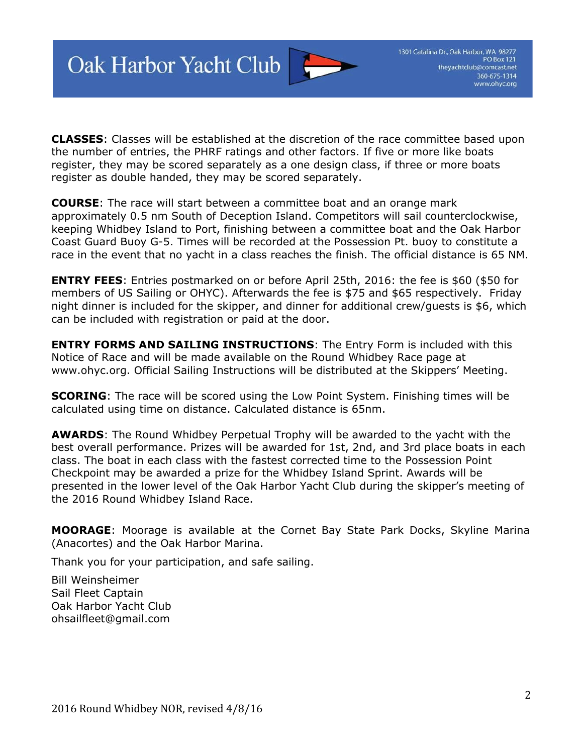**CLASSES**: Classes will be established at the discretion of the race committee based upon the number of entries, the PHRF ratings and other factors. If five or more like boats register, they may be scored separately as a one design class, if three or more boats register as double handed, they may be scored separately.

**COURSE**: The race will start between a committee boat and an orange mark approximately 0.5 nm South of Deception Island. Competitors will sail counterclockwise, keeping Whidbey Island to Port, finishing between a committee boat and the Oak Harbor Coast Guard Buoy G-5. Times will be recorded at the Possession Pt. buoy to constitute a race in the event that no yacht in a class reaches the finish. The official distance is 65 NM.

**ENTRY FEES**: Entries postmarked on or before April 25th, 2016: the fee is $60 ($50 for members of US Sailing or OHYC). Afterwards the fee is $75 and $65 respectively. Friday night dinner is included for the skipper, and dinner for additional crew/guests is $6, which can be included with registration or paid at the door.

**ENTRY FORMS AND SAILING INSTRUCTIONS**: The Entry Form is included with this Notice of Race and will be made available on the Round Whidbey Race page at www.ohyc.org. Official Sailing Instructions will be distributed at the Skippers' Meeting.

**SCORING**: The race will be scored using the Low Point System. Finishing times will be calculated using time on distance. Calculated distance is 65nm.

**AWARDS**: The Round Whidbey Perpetual Trophy will be awarded to the yacht with the best overall performance. Prizes will be awarded for 1st, 2nd, and 3rd place boats in each class. The boat in each class with the fastest corrected time to the Possession Point Checkpoint may be awarded a prize for the Whidbey Island Sprint. Awards will be presented in the lower level of the Oak Harbor Yacht Club during the skipper's meeting of the 2016 Round Whidbey Island Race.

**MOORAGE**: Moorage is available at the Cornet Bay State Park Docks, Skyline Marina (Anacortes) and the Oak Harbor Marina.

Thank you for your participation, and safe sailing.

Bill Weinsheimer
Sail Fleet Captain
Oak Harbor Yacht Club
ohsailfleet@gmail.com

2016 Round Whidbey NOR, revised 4/8/16